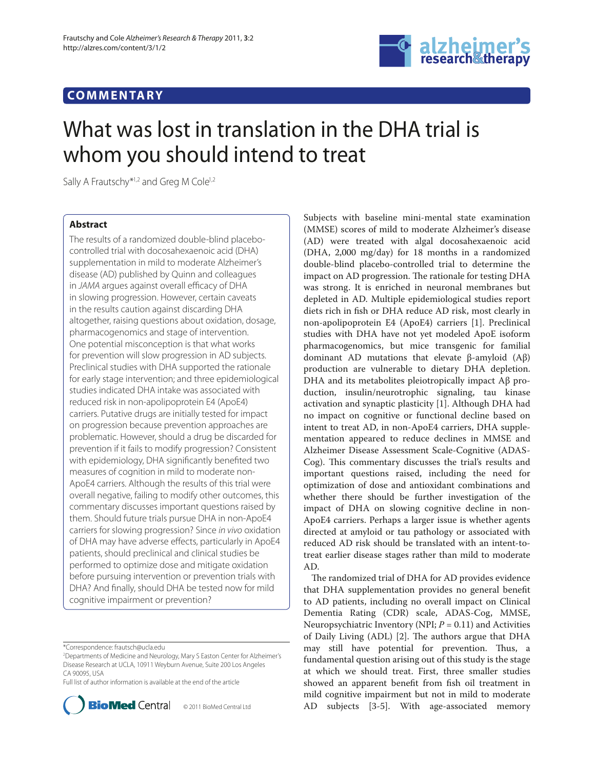COMMENTARY

# What was lost in translation in the DHA trial is whom you should intend to treat

Sally A Frautschy*[1,2] and Greg M Cole[1,2]

## Abstract

The results of a randomized double-blind placebo-controlled trial with docosahexaenoic acid (DHA) supplementation in mild to moderate Alzheimer's disease (AD) published by Quinn and colleagues in *JAMA* argues against overall efficacy of DHA in slowing progression. However, certain caveats in the results caution against discarding DHA altogether, raising questions about oxidation, dosage, pharmacogenomics and stage of intervention. One potential misconception is that what works for prevention will slow progression in AD subjects. Preclinical studies with DHA supported the rationale for early stage intervention; and three epidemiological studies indicated DHA intake was associated with reduced risk in non-apolipoprotein E4 (ApoE4) carriers. Putative drugs are initially tested for impact on progression because prevention approaches are problematic. However, should a drug be discarded for prevention if it fails to modify progression? Consistent with epidemiology, DHA significantly benefited two measures of cognition in mild to moderate non-ApoE4 carriers. Although the results of this trial were overall negative, failing to modify other outcomes, this commentary discusses important questions raised by them. Should future trials pursue DHA in non-ApoE4 carriers for slowing progression? Since *in vivo* oxidation of DHA may have adverse effects, particularly in ApoE4 patients, should preclinical and clinical studies be performed to optimize dose and mitigate oxidation before pursuing intervention or prevention trials with DHA? And finally, should DHA be tested now for mild cognitive impairment or prevention?

*Correspondence: frautsch@ucla.edu

[2]Departments of Medicine and Neurology, Mary S Easton Center for Alzheimer's Disease Research at UCLA, 10911 Weyburn Avenue, Suite 200 Los Angeles CA 90095, USA

Full list of author information is available at the end of the article

Subjects with baseline mini-mental state examination (MMSE) scores of mild to moderate Alzheimer's disease (AD) were treated with algal docosahexaenoic acid (DHA, 2,000 mg/day) for 18 months in a randomized double-blind placebo-controlled trial to determine the impact on AD progression. The rationale for testing DHA was strong. It is enriched in neuronal membranes but depleted in AD. Multiple epidemiological studies report diets rich in fish or DHA reduce AD risk, most clearly in non-apolipoprotein E4 (ApoE4) carriers [1]. Preclinical studies with DHA have not yet modeled ApoE isoform pharmacogenomics, but mice transgenic for familial dominant AD mutations that elevate β-amyloid (Aβ) production are vulnerable to dietary DHA depletion. DHA and its metabolites pleiotropically impact Aβ production, insulin/neurotrophic signaling, tau kinase activation and synaptic plasticity [1]. Although DHA had no impact on cognitive or functional decline based on intent to treat AD, in non-ApoE4 carriers, DHA supplementation appeared to reduce declines in MMSE and Alzheimer Disease Assessment Scale-Cognitive (ADAS-Cog). This commentary discusses the trial's results and important questions raised, including the need for optimization of dose and antioxidant combinations and whether there should be further investigation of the impact of DHA on slowing cognitive decline in non-ApoE4 carriers. Perhaps a larger issue is whether agents directed at amyloid or tau pathology or associated with reduced AD risk should be translated with an intent-to-treat earlier disease stages rather than mild to moderate AD.

The randomized trial of DHA for AD provides evidence that DHA supplementation provides no general benefit to AD patients, including no overall impact on Clinical Dementia Rating (CDR) scale, ADAS-Cog, MMSE, Neuropsychiatric Inventory (NPI; $P = 0.11$) and Activities of Daily Living (ADL) [2]. The authors argue that DHA may still have potential for prevention. Thus, a fundamental question arising out of this study is the stage at which we should treat. First, three smaller studies showed an apparent benefit from fish oil treatment in mild cognitive impairment but not in mild to moderate AD subjects [3-5]. With age-associated memory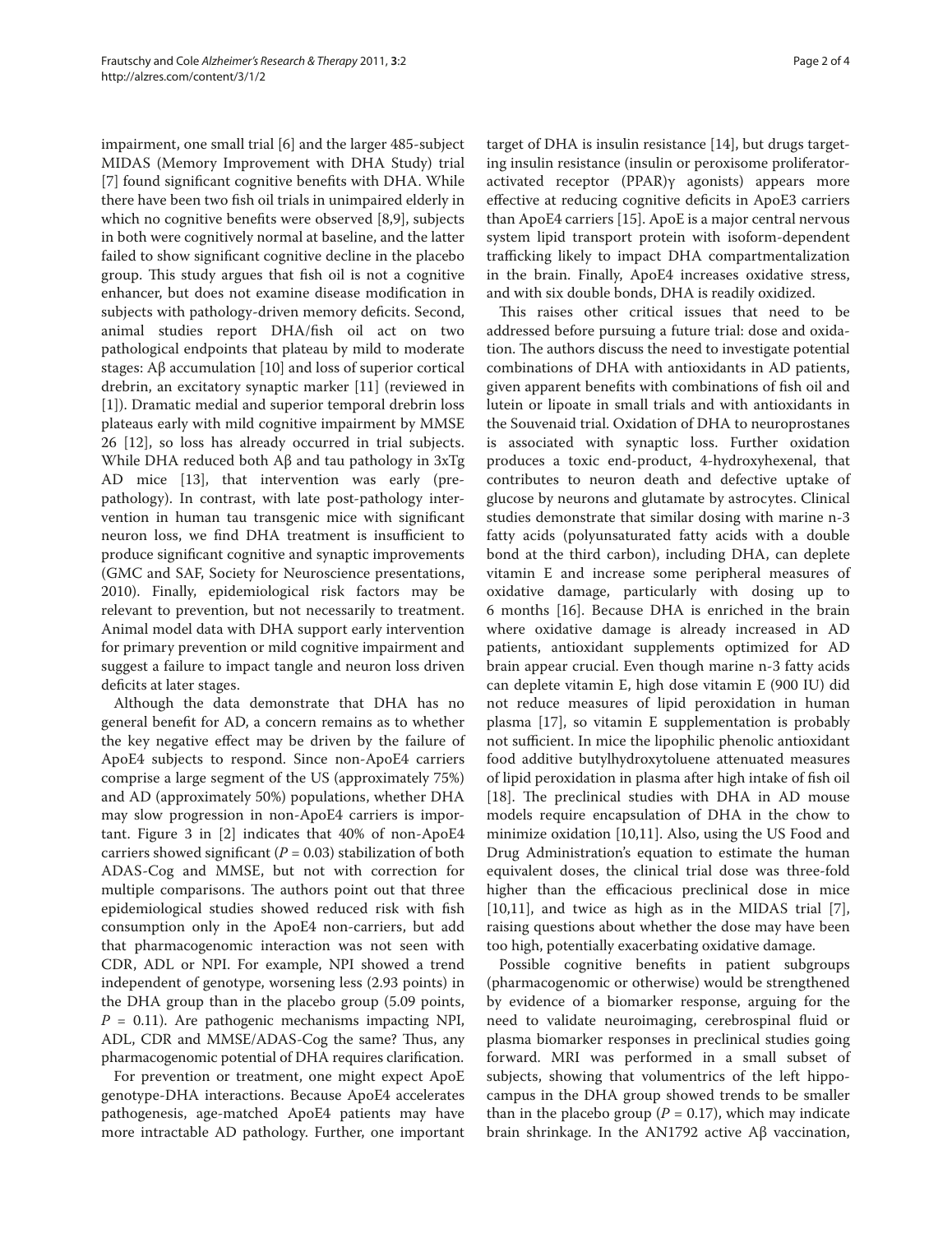impairment, one small trial [6] and the larger 485-subject MIDAS (Memory Improvement with DHA Study) trial [7] found significant cognitive benefits with DHA. While there have been two fish oil trials in unimpaired elderly in which no cognitive benefits were observed [8,9], subjects in both were cognitively normal at baseline, and the latter failed to show significant cognitive decline in the placebo group. This study argues that fish oil is not a cognitive enhancer, but does not examine disease modification in subjects with pathology-driven memory deficits. Second, animal studies report DHA/fish oil act on two pathological endpoints that plateau by mild to moderate stages: Aβ accumulation [10] and loss of superior cortical drebrin, an excitatory synaptic marker [11] (reviewed in [1]). Dramatic medial and superior temporal drebrin loss plateaus early with mild cognitive impairment by MMSE 26 [12], so loss has already occurred in trial subjects. While DHA reduced both Aβ and tau pathology in 3xTg AD mice [13], that intervention was early (pre-pathology). In contrast, with late post-pathology intervention in human tau transgenic mice with significant neuron loss, we find DHA treatment is insufficient to produce significant cognitive and synaptic improvements (GMC and SAF, Society for Neuroscience presentations, 2010). Finally, epidemiological risk factors may be relevant to prevention, but not necessarily to treatment. Animal model data with DHA support early intervention for primary prevention or mild cognitive impairment and suggest a failure to impact tangle and neuron loss driven deficits at later stages.

Although the data demonstrate that DHA has no general benefit for AD, a concern remains as to whether the key negative effect may be driven by the failure of ApoE4 subjects to respond. Since non-ApoE4 carriers comprise a large segment of the US (approximately 75%) and AD (approximately 50%) populations, whether DHA may slow progression in non-ApoE4 carriers is important. Figure 3 in [2] indicates that 40% of non-ApoE4 carriers showed significant ($P = 0.03$) stabilization of both ADAS-Cog and MMSE, but not with correction for multiple comparisons. The authors point out that three epidemiological studies showed reduced risk with fish consumption only in the ApoE4 non-carriers, but add that pharmacogenomic interaction was not seen with CDR, ADL or NPI. For example, NPI showed a trend independent of genotype, worsening less (2.93 points) in the DHA group than in the placebo group (5.09 points, $P = 0.11$). Are pathogenic mechanisms impacting NPI, ADL, CDR and MMSE/ADAS-Cog the same? Thus, any pharmacogenomic potential of DHA requires clarification.

For prevention or treatment, one might expect ApoE genotype-DHA interactions. Because ApoE4 accelerates pathogenesis, age-matched ApoE4 patients may have more intractable AD pathology. Further, one important target of DHA is insulin resistance [14], but drugs targeting insulin resistance (insulin or peroxisome proliferator-activated receptor (PPAR)γ agonists) appears more effective at reducing cognitive deficits in ApoE3 carriers than ApoE4 carriers [15]. ApoE is a major central nervous system lipid transport protein with isoform-dependent trafficking likely to impact DHA compartmentalization in the brain. Finally, ApoE4 increases oxidative stress, and with six double bonds, DHA is readily oxidized.

This raises other critical issues that need to be addressed before pursuing a future trial: dose and oxidation. The authors discuss the need to investigate potential combinations of DHA with antioxidants in AD patients, given apparent benefits with combinations of fish oil and lutein or lipoate in small trials and with antioxidants in the Souvenaid trial. Oxidation of DHA to neuroprostanes is associated with synaptic loss. Further oxidation produces a toxic end-product, 4-hydroxyhexenal, that contributes to neuron death and defective uptake of glucose by neurons and glutamate by astrocytes. Clinical studies demonstrate that similar dosing with marine n-3 fatty acids (polyunsaturated fatty acids with a double bond at the third carbon), including DHA, can deplete vitamin E and increase some peripheral measures of oxidative damage, particularly with dosing up to 6 months [16]. Because DHA is enriched in the brain where oxidative damage is already increased in AD patients, antioxidant supplements optimized for AD brain appear crucial. Even though marine n-3 fatty acids can deplete vitamin E, high dose vitamin E (900 IU) did not reduce measures of lipid peroxidation in human plasma [17], so vitamin E supplementation is probably not sufficient. In mice the lipophilic phenolic antioxidant food additive butylhydroxytoluene attenuated measures of lipid peroxidation in plasma after high intake of fish oil [18]. The preclinical studies with DHA in AD mouse models require encapsulation of DHA in the chow to minimize oxidation [10,11]. Also, using the US Food and Drug Administration's equation to estimate the human equivalent doses, the clinical trial dose was three-fold higher than the efficacious preclinical dose in mice [10,11], and twice as high as in the MIDAS trial [7], raising questions about whether the dose may have been too high, potentially exacerbating oxidative damage.

Possible cognitive benefits in patient subgroups (pharmacogenomic or otherwise) would be strengthened by evidence of a biomarker response, arguing for the need to validate neuroimaging, cerebrospinal fluid or plasma biomarker responses in preclinical studies going forward. MRI was performed in a small subset of subjects, showing that volumentrics of the left hippocampus in the DHA group showed trends to be smaller than in the placebo group ($P = 0.17$), which may indicate brain shrinkage. In the AN1792 active Aβ vaccination,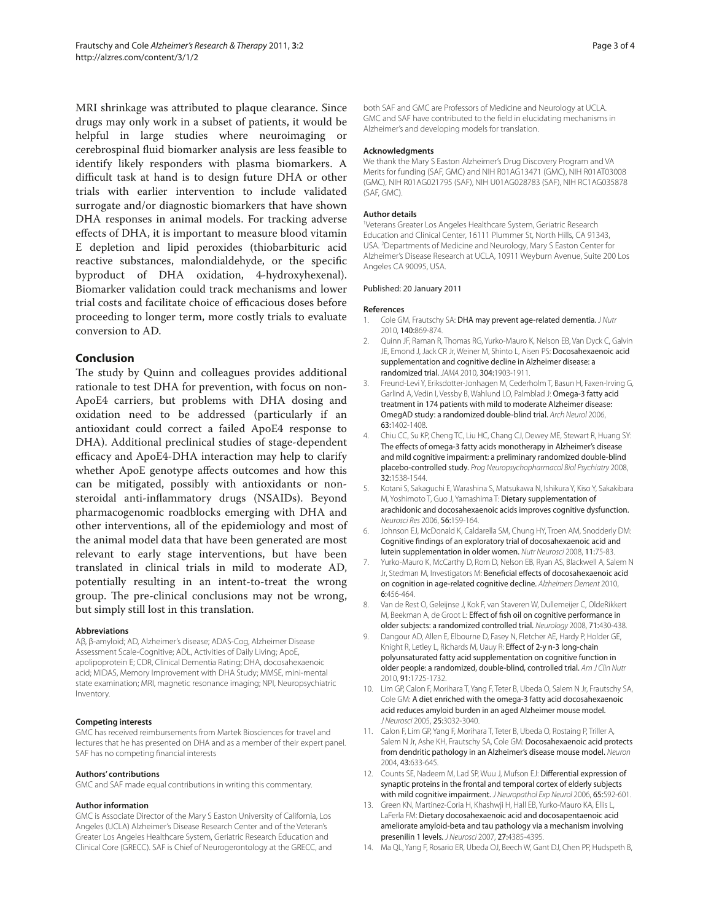MRI shrinkage was attributed to plaque clearance. Since drugs may only work in a subset of patients, it would be helpful in large studies where neuroimaging or cerebrospinal fluid biomarker analysis are less feasible to identify likely responders with plasma biomarkers. A difficult task at hand is to design future DHA or other trials with earlier intervention to include validated surrogate and/or diagnostic biomarkers that have shown DHA responses in animal models. For tracking adverse effects of DHA, it is important to measure blood vitamin E depletion and lipid peroxides (thiobarbituric acid reactive substances, malondialdehyde, or the specific byproduct of DHA oxidation, 4-hydroxyhexenal). Biomarker validation could track mechanisms and lower trial costs and facilitate choice of efficacious doses before proceeding to longer term, more costly trials to evaluate conversion to AD.

## Conclusion

The study by Quinn and colleagues provides additional rationale to test DHA for prevention, with focus on non-ApoE4 carriers, but problems with DHA dosing and oxidation need to be addressed (particularly if an antioxidant could correct a failed ApoE4 response to DHA). Additional preclinical studies of stage-dependent efficacy and ApoE4-DHA interaction may help to clarify whether ApoE genotype affects outcomes and how this can be mitigated, possibly with antioxidants or non-steroidal anti-inflammatory drugs (NSAIDs). Beyond pharmacogenomic roadblocks emerging with DHA and other interventions, all of the epidemiology and most of the animal model data that have been generated are most relevant to early stage interventions, but have been translated in clinical trials in mild to moderate AD, potentially resulting in an intent-to-treat the wrong group. The pre-clinical conclusions may not be wrong, but simply still lost in this translation.

#### Abbreviations

Aβ, β-amyloid; AD, Alzheimer's disease; ADAS-Cog, Alzheimer Disease Assessment Scale-Cognitive; ADL, Activities of Daily Living; ApoE, apolipoprotein E; CDR, Clinical Dementia Rating; DHA, docosahexaenoic acid; MIDAS, Memory Improvement with DHA Study; MMSE, mini-mental state examination; MRI, magnetic resonance imaging; NPI, Neuropsychiatric Inventory.

#### Competing interests

GMC has received reimbursements from Martek Biosciences for travel and lectures that he has presented on DHA and as a member of their expert panel. SAF has no competing financial interests

#### Authors' contributions

GMC and SAF made equal contributions in writing this commentary.

#### Author information

GMC is Associate Director of the Mary S Easton University of California, Los Angeles (UCLA) Alzheimer's Disease Research Center and of the Veteran's Greater Los Angeles Healthcare System, Geriatric Research Education and Clinical Core (GRECC). SAF is Chief of Neurogerontology at the GRECC, and both SAF and GMC are Professors of Medicine and Neurology at UCLA. GMC and SAF have contributed to the field in elucidating mechanisms in Alzheimer's and developing models for translation.

#### Acknowledgments

We thank the Mary S Easton Alzheimer's Drug Discovery Program and VA Merits for funding (SAF, GMC) and NIH R01AG13471 (GMC), NIH R01AT03008 (GMC), NIH R01AG021795 (SAF), NIH U01AG028783 (SAF), NIH RC1AG035878 (SAF, GMC).

#### Author details

[1]Veterans Greater Los Angeles Healthcare System, Geriatric Research Education and Clinical Center, 16111 Plummer St, North Hills, CA 91343, USA. [2]Departments of Medicine and Neurology, Mary S Easton Center for Alzheimer's Disease Research at UCLA, 10911 Weyburn Avenue, Suite 200 Los Angeles CA 90095, USA.

Published: 20 January 2011

#### References

1. Cole GM, Frautschy SA: DHA may prevent age-related dementia. *J Nutr* 2010, **140**:869-874.
2. Quinn JF, Raman R, Thomas RG, Yurko-Mauro K, Nelson EB, Van Dyck C, Galvin JE, Emond J, Jack CR Jr, Weiner M, Shinto L, Aisen PS: Docosahexaenoic acid supplementation and cognitive decline in Alzheimer disease: a randomized trial. *JAMA* 2010, **304**:1903-1911.
3. Freund-Levi Y, Eriksdotter-Jonhagen M, Cederholm T, Basun H, Faxen-Irving G, Garlind A, Vedin I, Vessby B, Wahlund LO, Palmblad J: Omega-3 fatty acid treatment in 174 patients with mild to moderate Alzheimer disease: OmegAD study: a randomized double-blind trial. *Arch Neurol* 2006, **63**:1402-1408.
4. Chiu CC, Su KP, Cheng TC, Liu HC, Chang CJ, Dewey ME, Stewart R, Huang SY: The effects of omega-3 fatty acids monotherapy in Alzheimer's disease and mild cognitive impairment: a preliminary randomized double-blind placebo-controlled study. *Prog Neuropsychopharmacol Biol Psychiatry* 2008, **32**:1538-1544.
5. Kotani S, Sakaguchi E, Warashina S, Matsukawa N, Ishikura Y, Kiso Y, Sakakibara M, Yoshimoto T, Guo J, Yamashima T: Dietary supplementation of arachidonic and docosahexaenoic acids improves cognitive dysfunction. *Neurosci Res* 2006, **56**:159-164.
6. Johnson EJ, McDonald K, Caldarella SM, Chung HY, Troen AM, Snodderly DM: Cognitive findings of an exploratory trial of docosahexaenoic acid and lutein supplementation in older women. *Nutr Neurosci* 2008, **11**:75-83.
7. Yurko-Mauro K, McCarthy D, Rom D, Nelson EB, Ryan AS, Blackwell A, Salem N Jr, Stedman M, Investigators M: Beneficial effects of docosahexaenoic acid on cognition in age-related cognitive decline. *Alzheimers Dement* 2010, **6**:456-464.
8. Van de Rest O, Geleijnse J, Kok F, van Staveren W, Dullemeijer C, OldeRikkert M, Beekman A, de Groot L: Effect of fish oil on cognitive performance in older subjects: a randomized controlled trial. *Neurology* 2008, **71**:430-438.
9. Dangour AD, Allen E, Elbourne D, Fasey N, Fletcher AE, Hardy P, Holder GE, Knight R, Letley L, Richards M, Uauy R: Effect of 2-y n-3 long-chain polyunsaturated fatty acid supplementation on cognitive function in older people: a randomized, double-blind, controlled trial. *Am J Clin Nutr* 2010, **91**:1725-1732.
10. Lim GP, Calon F, Morihara T, Yang F, Teter B, Ubeda O, Salem N Jr, Frautschy SA, Cole GM: A diet enriched with the omega-3 fatty acid docosahexaenoic acid reduces amyloid burden in an aged Alzheimer mouse model. *J Neurosci* 2005, **25**:3032-3040.
11. Calon F, Lim GP, Yang F, Morihara T, Teter B, Ubeda O, Rostaing P, Triller A, Salem N Jr, Ashe KH, Frautschy SA, Cole GM: Docosahexaenoic acid protects from dendritic pathology in an Alzheimer's disease mouse model. *Neuron* 2004, **43**:633-645.
12. Counts SE, Nadeem M, Lad SP, Wuu J, Mufson EJ: Differential expression of synaptic proteins in the frontal and temporal cortex of elderly subjects with mild cognitive impairment. *J Neuropathol Exp Neurol* 2006, **65**:592-601.
13. Green KN, Martinez-Coria H, Khashwji H, Hall EB, Yurko-Mauro KA, Ellis L, LaFerla FM: Dietary docosahexaenoic acid and docosapentaenoic acid ameliorate amyloid-beta and tau pathology via a mechanism involving presenilin 1 levels. *J Neurosci* 2007, **27**:4385-4395.
14. Ma QL, Yang F, Rosario ER, Ubeda OJ, Beech W, Gant DJ, Chen PP, Hudspeth B,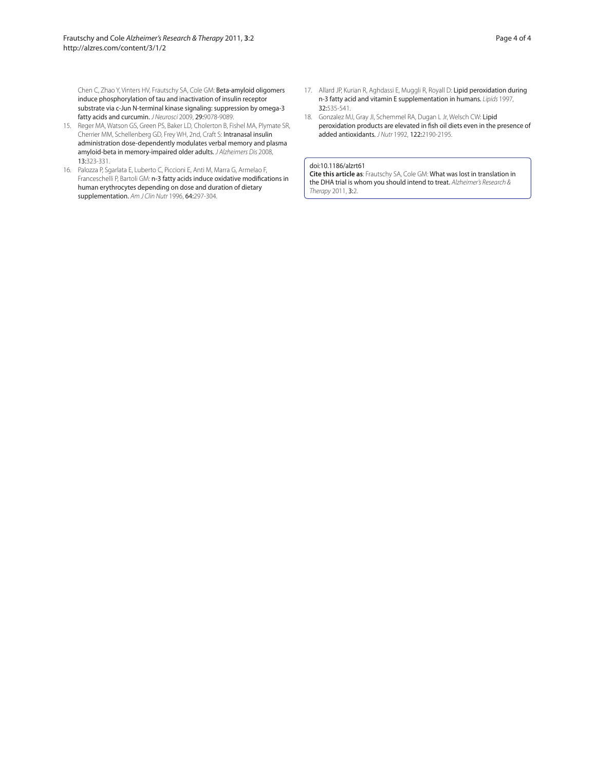Chen C, Zhao Y, Vinters HV, Frautschy SA, Cole GM: **Beta-amyloid oligomers induce phosphorylation of tau and inactivation of insulin receptor substrate via c-Jun N-terminal kinase signaling: suppression by omega-3 fatty acids and curcumin.** *J Neurosci* 2009, **29:**9078-9089.

15. Reger MA, Watson GS, Green PS, Baker LD, Cholerton B, Fishel MA, Plymate SR, Cherrier MM, Schellenberg GD, Frey WH, 2nd, Craft S: **Intranasal insulin administration dose-dependently modulates verbal memory and plasma amyloid-beta in memory-impaired older adults.** *J Alzheimers Dis* 2008, **13:**323-331.
16. Palozza P, Sgarlata E, Luberto C, Piccioni E, Anti M, Marra G, Armelao F, Franceschelli P, Bartoli GM: **n-3 fatty acids induce oxidative modifications in human erythrocytes depending on dose and duration of dietary supplementation.** *Am J Clin Nutr* 1996, **64:**297-304.
17. Allard JP, Kurian R, Aghdassi E, Muggli R, Royall D: **Lipid peroxidation during n-3 fatty acid and vitamin E supplementation in humans.** *Lipids* 1997, **32:**535-541.
18. Gonzalez MJ, Gray JI, Schemmel RA, Dugan L Jr, Welsch CW: **Lipid peroxidation products are elevated in fish oil diets even in the presence of added antioxidants.** *J Nutr* 1992, **122:**2190-2195.

doi:10.1186/alzrt61

**Cite this article as**: Frautschy SA, Cole GM: What was lost in translation in the DHA trial is whom you should intend to treat. *Alzheimer's Research & Therapy* 2011, **3:**2.